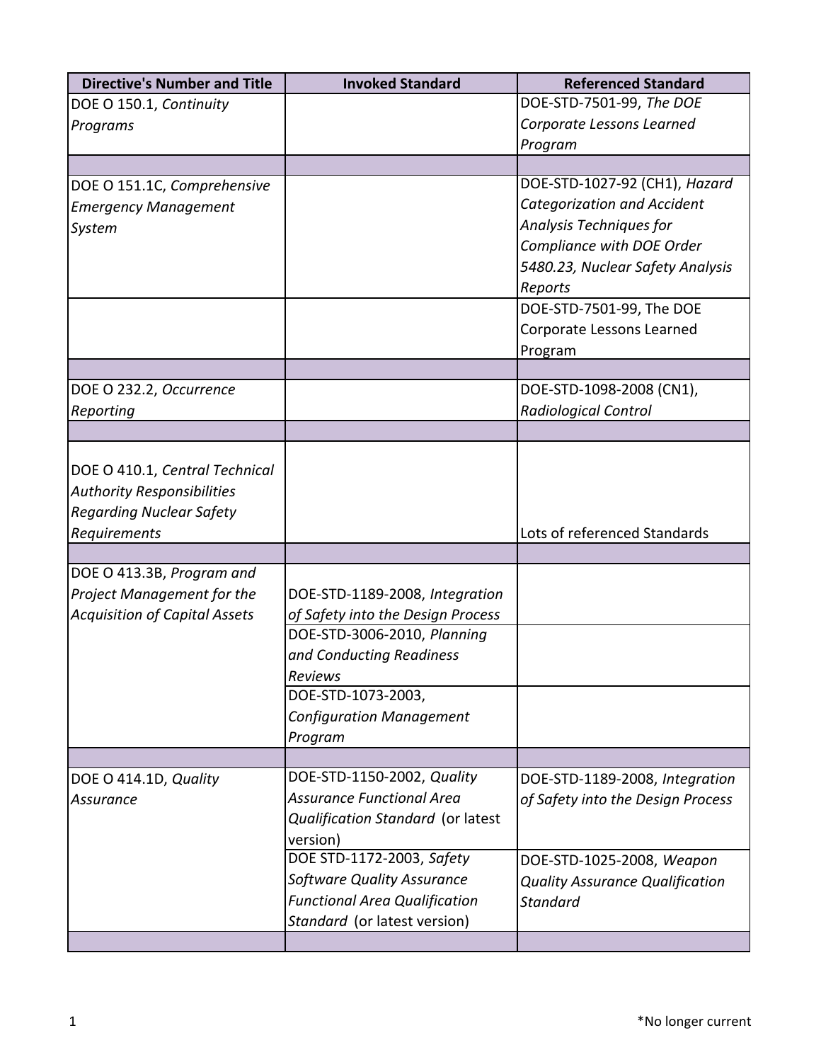| Directive's Number and Title | Invoked Standard | Referenced Standard |
| --- | --- | --- |
| DOE O 150.1, *Continuity Programs* | | DOE-STD-7501-99, *The DOE Corporate Lessons Learned Program* |
| | | |
| DOE O 151.1C, *Comprehensive Emergency Management System* | | DOE-STD-1027-92 (CH1), *Hazard Categorization and Accident Analysis Techniques for Compliance with DOE Order 5480.23, Nuclear Safety Analysis Reports* |
| | | DOE-STD-7501-99, The DOE Corporate Lessons Learned Program |
| | | |
| DOE O 232.2, *Occurrence Reporting* | | DOE-STD-1098-2008 (CN1), *Radiological Control* |
| | | |
| DOE O 410.1, *Central Technical Authority Responsibilities Regarding Nuclear Safety Requirements* | | Lots of referenced Standards |
| | | |
| DOE O 413.3B, *Program and Project Management for the Acquisition of Capital Assets* | DOE-STD-1189-2008, *Integration of Safety into the Design Process* | |
| | DOE-STD-3006-2010, *Planning and Conducting Readiness Reviews* | |
| | DOE-STD-1073-2003, *Configuration Management Program* | |
| | | |
| DOE O 414.1D, *Quality Assurance* | DOE-STD-1150-2002, *Quality Assurance Functional Area Qualification Standard* (or latest version) | DOE-STD-1189-2008, *Integration of Safety into the Design Process* |
| | DOE STD-1172-2003, *Safety Software Quality Assurance Functional Area Qualification Standard* (or latest version) | DOE-STD-1025-2008, *Weapon Quality Assurance Qualification Standard* |
| | | |

*No longer current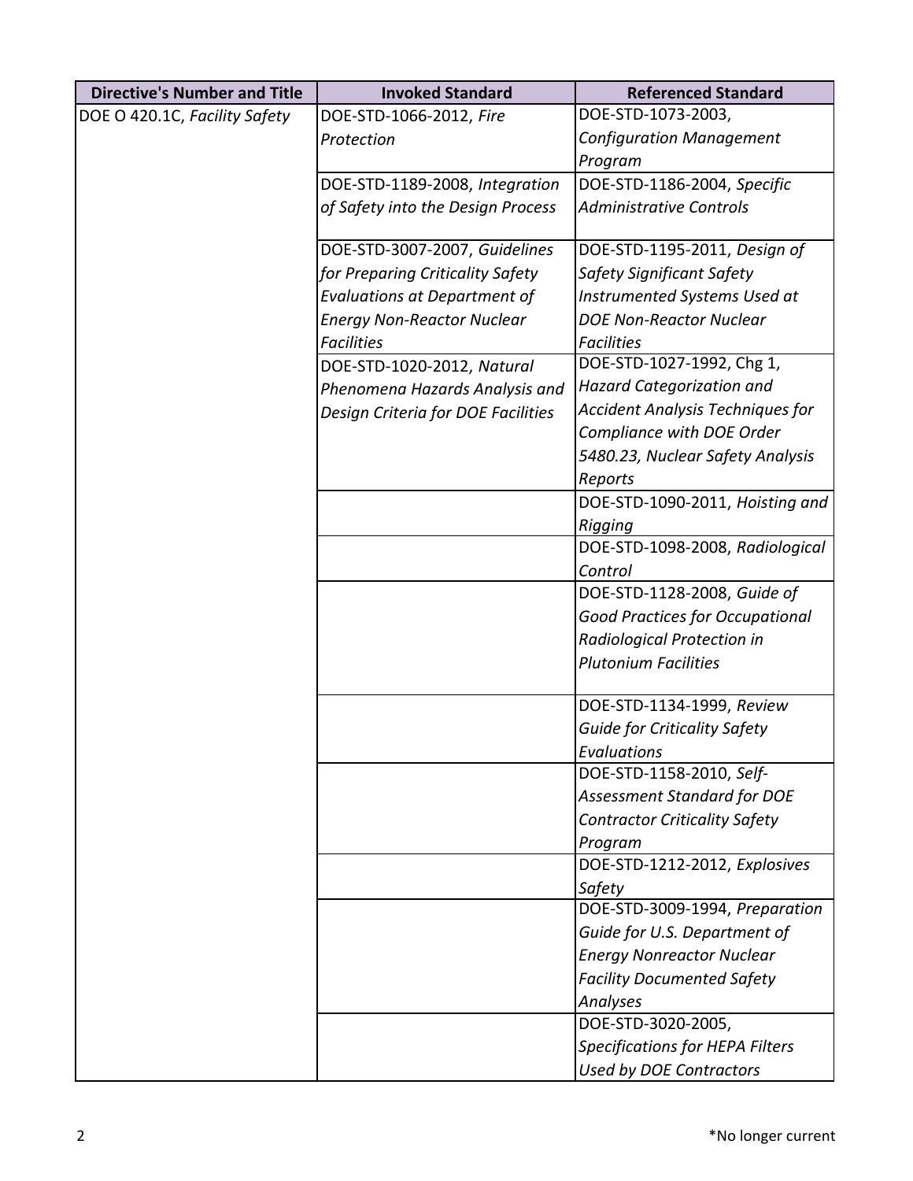| Directive's Number and Title | Invoked Standard | Referenced Standard |
|---|---|---|
| DOE O 420.1C, *Facility Safety* | DOE-STD-1066-2012, *Fire Protection* | DOE-STD-1073-2003, *Configuration Management Program* |
| | DOE-STD-1189-2008, *Integration of Safety into the Design Process* | DOE-STD-1186-2004, *Specific Administrative Controls* |
| | DOE-STD-3007-2007, *Guidelines for Preparing Criticality Safety Evaluations at Department of Energy Non-Reactor Nuclear Facilities* | DOE-STD-1195-2011, *Design of Safety Significant Safety Instrumented Systems Used at DOE Non-Reactor Nuclear Facilities* |
| | DOE-STD-1020-2012, *Natural Phenomena Hazards Analysis and Design Criteria for DOE Facilities* | DOE-STD-1027-1992, Chg 1, *Hazard Categorization and Accident Analysis Techniques for Compliance with DOE Order 5480.23, Nuclear Safety Analysis Reports* |
| | | DOE-STD-1090-2011, *Hoisting and Rigging* |
| | | DOE-STD-1098-2008, *Radiological Control* |
| | | DOE-STD-1128-2008, *Guide of Good Practices for Occupational Radiological Protection in Plutonium Facilities* |
| | | DOE-STD-1134-1999, *Review Guide for Criticality Safety Evaluations* |
| | | DOE-STD-1158-2010, *Self-Assessment Standard for DOE Contractor Criticality Safety Program* |
| | | DOE-STD-1212-2012, *Explosives Safety* |
| | | DOE-STD-3009-1994, *Preparation Guide for U.S. Department of Energy Nonreactor Nuclear Facility Documented Safety Analyses* |
| | | DOE-STD-3020-2005, *Specifications for HEPA Filters Used by DOE Contractors* |

*No longer current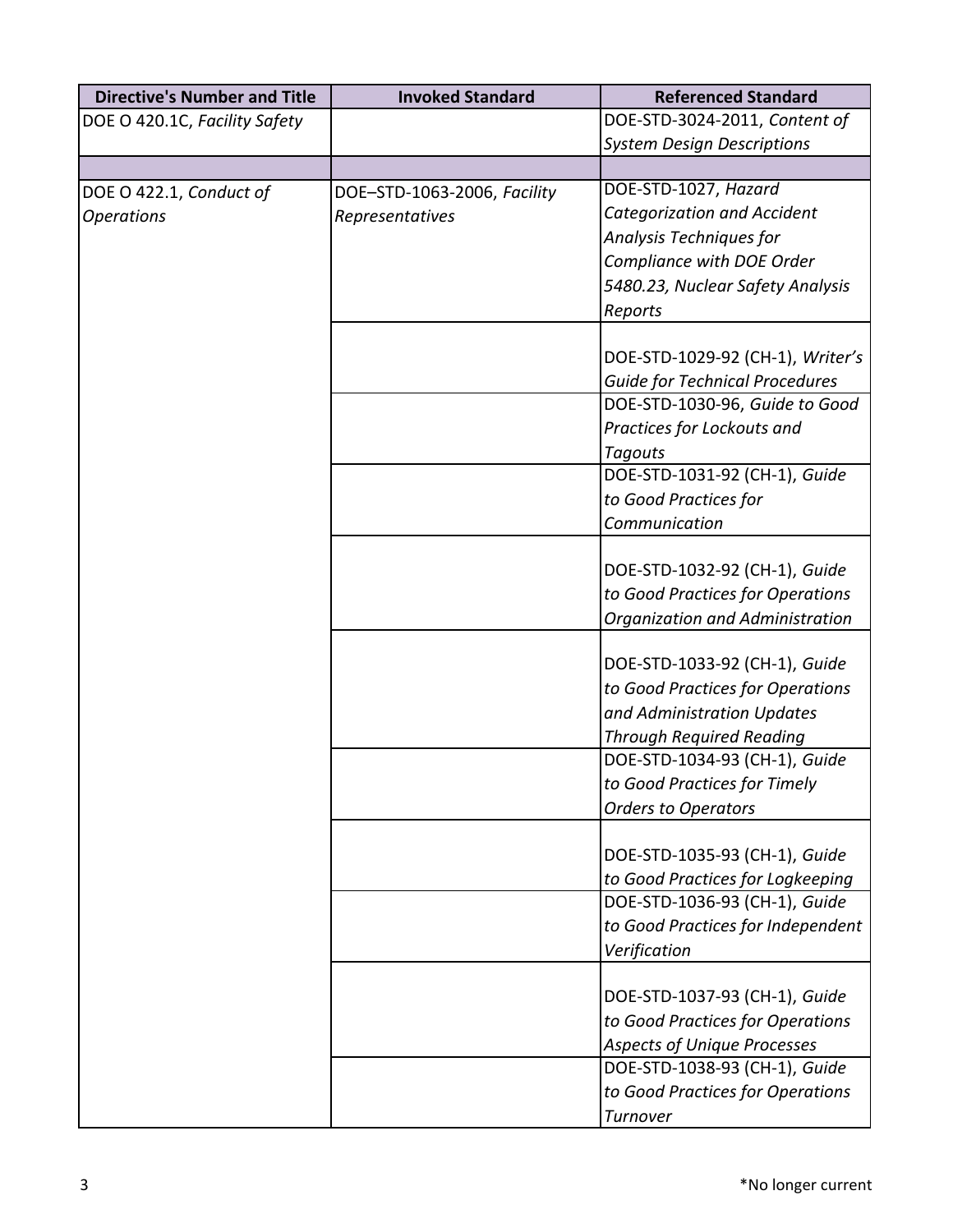| Directive's Number and Title | Invoked Standard | Referenced Standard |
|---|---|---|
| DOE O 420.1C, *Facility Safety* | | DOE-STD-3024-2011, *Content of System Design Descriptions* |
| | | |
| DOE O 422.1, *Conduct of Operations* | DOE–STD-1063-2006, *Facility Representatives* | DOE-STD-1027, *Hazard Categorization and Accident Analysis Techniques for Compliance with DOE Order 5480.23, Nuclear Safety Analysis Reports* |
| | | DOE-STD-1029-92 (CH-1), *Writer's Guide for Technical Procedures* |
| | | DOE-STD-1030-96, *Guide to Good Practices for Lockouts and Tagouts* |
| | | DOE-STD-1031-92 (CH-1), *Guide to Good Practices for Communication* |
| | | DOE-STD-1032-92 (CH-1), *Guide to Good Practices for Operations Organization and Administration* |
| | | DOE-STD-1033-92 (CH-1), *Guide to Good Practices for Operations and Administration Updates Through Required Reading* |
| | | DOE-STD-1034-93 (CH-1), *Guide to Good Practices for Timely Orders to Operators* |
| | | DOE-STD-1035-93 (CH-1), *Guide to Good Practices for Logkeeping* |
| | | DOE-STD-1036-93 (CH-1), *Guide to Good Practices for Independent Verification* |
| | | DOE-STD-1037-93 (CH-1), *Guide to Good Practices for Operations Aspects of Unique Processes* |
| | | DOE-STD-1038-93 (CH-1), *Guide to Good Practices for Operations Turnover* |

*No longer current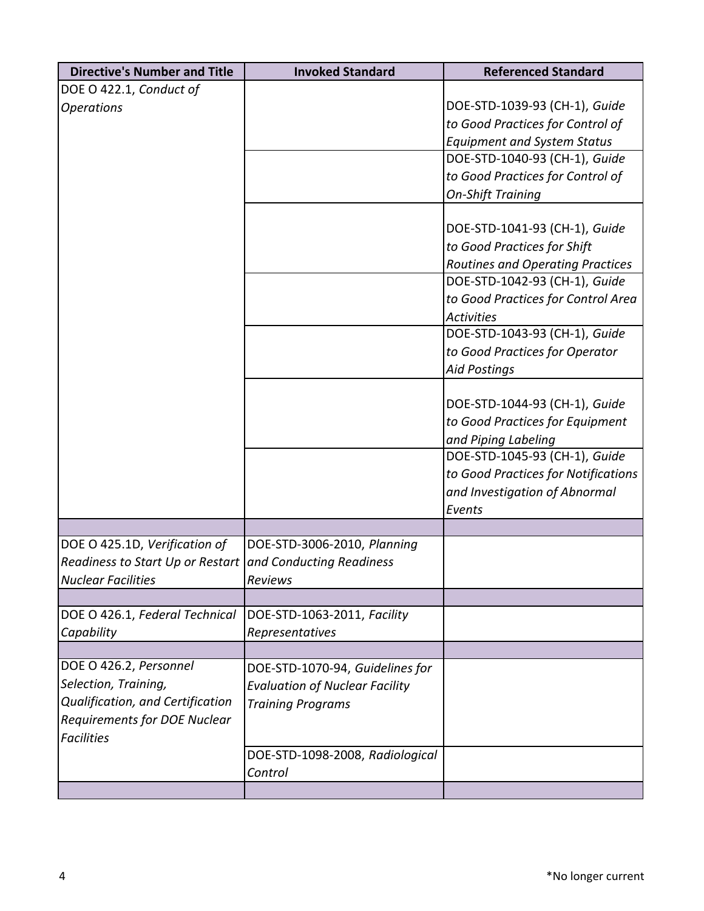| Directive's Number and Title | Invoked Standard | Referenced Standard |
|---|---|---|
| DOE O 422.1, *Conduct of Operations* | | DOE-STD-1039-93 (CH-1), *Guide to Good Practices for Control of Equipment and System Status* |
| | | DOE-STD-1040-93 (CH-1), *Guide to Good Practices for Control of On-Shift Training* |
| | | DOE-STD-1041-93 (CH-1), *Guide to Good Practices for Shift Routines and Operating Practices* |
| | | DOE-STD-1042-93 (CH-1), *Guide to Good Practices for Control Area Activities* |
| | | DOE-STD-1043-93 (CH-1), *Guide to Good Practices for Operator Aid Postings* |
| | | DOE-STD-1044-93 (CH-1), *Guide to Good Practices for Equipment and Piping Labeling* |
| | | DOE-STD-1045-93 (CH-1), *Guide to Good Practices for Notifications and Investigation of Abnormal Events* |
| | | |
| DOE O 425.1D, *Verification of Readiness to Start Up or Restart Nuclear Facilities* | DOE-STD-3006-2010, *Planning and Conducting Readiness Reviews* | |
| | | |
| DOE O 426.1, *Federal Technical Capability* | DOE-STD-1063-2011, *Facility Representatives* | |
| | | |
| DOE O 426.2, *Personnel Selection, Training, Qualification, and Certification Requirements for DOE Nuclear Facilities* | DOE-STD-1070-94, *Guidelines for Evaluation of Nuclear Facility Training Programs* | |
| | DOE-STD-1098-2008, *Radiological Control* | |
| | | |

*No longer current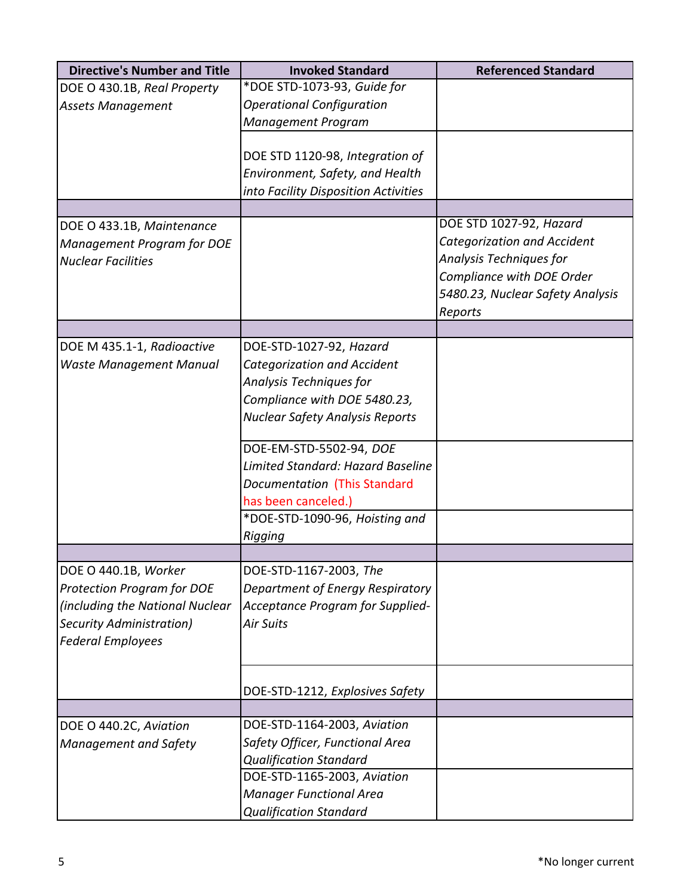| Directive's Number and Title | Invoked Standard | Referenced Standard |
|---|---|---|
| DOE O 430.1B, *Real Property Assets Management* | *DOE STD-1073-93, *Guide for Operational Configuration Management Program* | |
| | DOE STD 1120-98, *Integration of Environment, Safety, and Health into Facility Disposition Activities* | |
| | | |
| DOE O 433.1B, *Maintenance Management Program for DOE Nuclear Facilities* | | DOE STD 1027-92, *Hazard Categorization and Accident Analysis Techniques for Compliance with DOE Order 5480.23, Nuclear Safety Analysis Reports* |
| | | |
| DOE M 435.1-1, *Radioactive Waste Management Manual* | DOE-STD-1027-92, *Hazard Categorization and Accident Analysis Techniques for Compliance with DOE 5480.23, Nuclear Safety Analysis Reports* | |
| | DOE-EM-STD-5502-94, *DOE Limited Standard: Hazard Baseline Documentation* (This Standard has been canceled.) | |
| | *DOE-STD-1090-96, *Hoisting and Rigging* | |
| | | |
| DOE O 440.1B, *Worker Protection Program for DOE (including the National Nuclear Security Administration) Federal Employees* | DOE-STD-1167-2003, *The Department of Energy Respiratory Acceptance Program for Supplied-Air Suits* | |
| | DOE-STD-1212, *Explosives Safety* | |
| | | |
| DOE O 440.2C, *Aviation Management and Safety* | DOE-STD-1164-2003, *Aviation Safety Officer, Functional Area Qualification Standard* | |
| | DOE-STD-1165-2003, *Aviation Manager Functional Area Qualification Standard* | |

*No longer current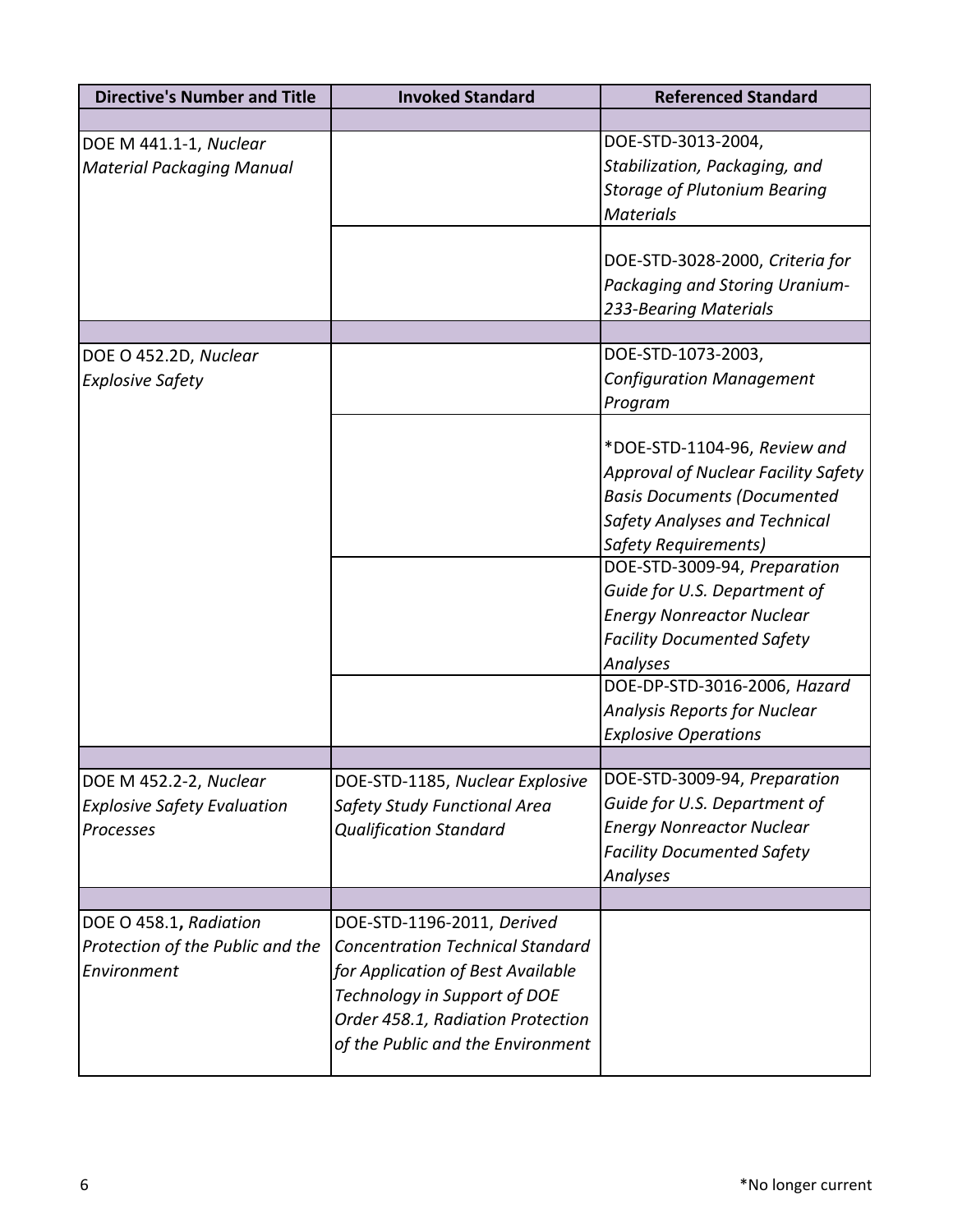| Directive's Number and Title | Invoked Standard | Referenced Standard |
|---|---|---|
| | | |
| DOE M 441.1-1, *Nuclear Material Packaging Manual* | | DOE-STD-3013-2004, *Stabilization, Packaging, and Storage of Plutonium Bearing Materials* |
| | | DOE-STD-3028-2000, *Criteria for Packaging and Storing Uranium-233-Bearing Materials* |
| | | |
| DOE O 452.2D, *Nuclear Explosive Safety* | | DOE-STD-1073-2003, *Configuration Management Program* |
| | | *DOE-STD-1104-96, *Review and Approval of Nuclear Facility Safety Basis Documents (Documented Safety Analyses and Technical Safety Requirements)* |
| | | DOE-STD-3009-94, *Preparation Guide for U.S. Department of Energy Nonreactor Nuclear Facility Documented Safety Analyses* |
| | | DOE-DP-STD-3016-2006, *Hazard Analysis Reports for Nuclear Explosive Operations* |
| | | |
| DOE M 452.2-2, *Nuclear Explosive Safety Evaluation Processes* | DOE-STD-1185, *Nuclear Explosive Safety Study Functional Area Qualification Standard* | DOE-STD-3009-94, *Preparation Guide for U.S. Department of Energy Nonreactor Nuclear Facility Documented Safety Analyses* |
| | | |
| DOE O 458.1, *Radiation Protection of the Public and the Environment* | DOE-STD-1196-2011, *Derived Concentration Technical Standard for Application of Best Available Technology in Support of DOE Order 458.1, Radiation Protection of the Public and the Environment* | |

*No longer current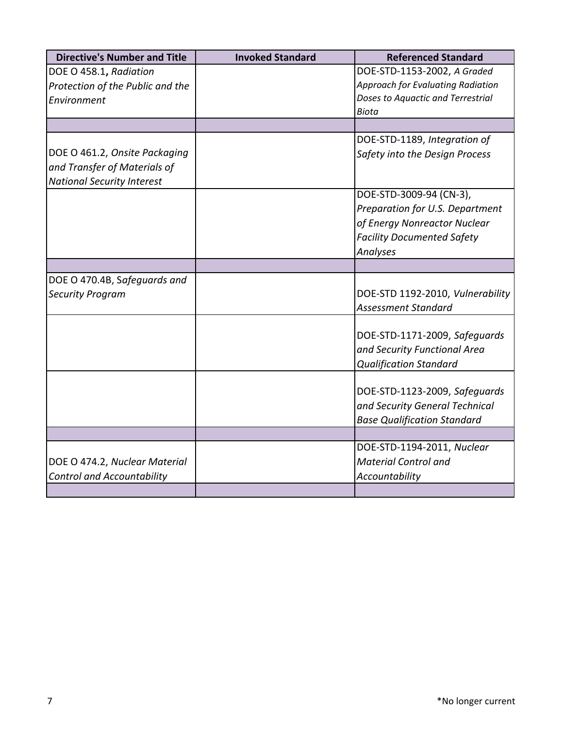| Directive's Number and Title | Invoked Standard | Referenced Standard |
|---|---|---|
| DOE O 458.1, *Radiation Protection of the Public and the Environment* | | DOE-STD-1153-2002, *A Graded Approach for Evaluating Radiation Doses to Aquactic and Terrestrial Biota* |
| | | |
| DOE O 461.2, *Onsite Packaging and Transfer of Materials of National Security Interest* | | DOE-STD-1189, *Integration of Safety into the Design Process* |
| | | DOE-STD-3009-94 (CN-3), *Preparation for U.S. Department of Energy Nonreactor Nuclear Facility Documented Safety Analyses* |
| | | |
| DOE O 470.4B, *Safeguards and Security Program* | | DOE-STD 1192-2010, *Vulnerability Assessment Standard* |
| | | DOE-STD-1171-2009, *Safeguards and Security Functional Area Qualification Standard* |
| | | DOE-STD-1123-2009, *Safeguards and Security General Technical Base Qualification Standard* |
| | | |
| DOE O 474.2, *Nuclear Material Control and Accountability* | | DOE-STD-1194-2011, *Nuclear Material Control and Accountability* |
| | | |

*No longer current